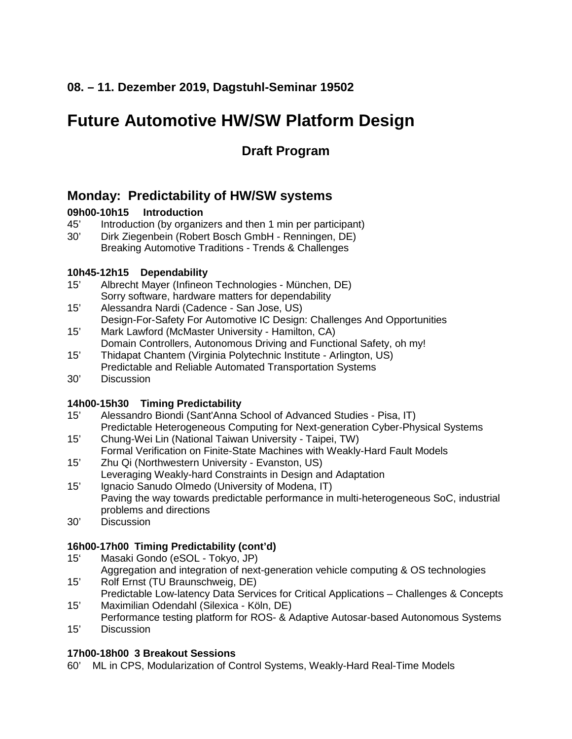### 08. – 11. Dezember 2019, Dagstuhl-Seminar 19502

# Future Automotive HW/SW Platform Design

## Draft Program

## Monday: Predictability of HW/SW systems

**09h00-10h15 Introduction**

- 45' Introduction (by organizers and then 1 min per participant)
- 30' Dirk Ziegenbein (Robert Bosch GmbH - Renningen, DE)
  Breaking Automotive Traditions - Trends & Challenges

**10h45-12h15 Dependability**

- 15' Albrecht Mayer (Infineon Technologies - München, DE)
  Sorry software, hardware matters for dependability
- 15' Alessandra Nardi (Cadence - San Jose, US)
  Design-For-Safety For Automotive IC Design: Challenges And Opportunities
- 15' Mark Lawford (McMaster University - Hamilton, CA)
  Domain Controllers, Autonomous Driving and Functional Safety, oh my!
- 15' Thidapat Chantem (Virginia Polytechnic Institute - Arlington, US)
  Predictable and Reliable Automated Transportation Systems
- 30' Discussion

**14h00-15h30 Timing Predictability**

- 15' Alessandro Biondi (Sant'Anna School of Advanced Studies - Pisa, IT)
  Predictable Heterogeneous Computing for Next-generation Cyber-Physical Systems
- 15' Chung-Wei Lin (National Taiwan University - Taipei, TW)
  Formal Verification on Finite-State Machines with Weakly-Hard Fault Models
- 15' Zhu Qi (Northwestern University - Evanston, US)
  Leveraging Weakly-hard Constraints in Design and Adaptation
- 15' Ignacio Sanudo Olmedo (University of Modena, IT)
  Paving the way towards predictable performance in multi-heterogeneous SoC, industrial problems and directions
- 30' Discussion

**16h00-17h00 Timing Predictability (cont'd)**

- 15' Masaki Gondo (eSOL - Tokyo, JP)
  Aggregation and integration of next-generation vehicle computing & OS technologies
- 15' Rolf Ernst (TU Braunschweig, DE)
  Predictable Low-latency Data Services for Critical Applications – Challenges & Concepts
- 15' Maximilian Odendahl (Silexica - Köln, DE)
  Performance testing platform for ROS- & Adaptive Autosar-based Autonomous Systems
- 15' Discussion

**17h00-18h00 3 Breakout Sessions**

60' ML in CPS, Modularization of Control Systems, Weakly-Hard Real-Time Models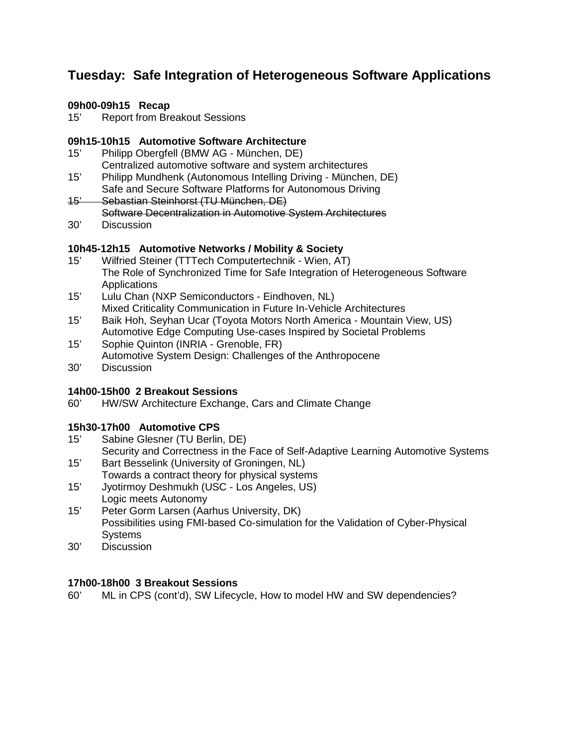# Tuesday: Safe Integration of Heterogeneous Software Applications

**09h00-09h15 Recap**

15' Report from Breakout Sessions

**09h15-10h15 Automotive Software Architecture**

15' Philipp Obergfell (BMW AG - München, DE)
Centralized automotive software and system architectures

15' Philipp Mundhenk (Autonomous Intelling Driving - München, DE)
Safe and Secure Software Platforms for Autonomous Driving

~~15' Sebastian Steinhorst (TU München, DE)~~
~~Software Decentralization in Automotive System Architectures~~

30' Discussion

**10h45-12h15 Automotive Networks / Mobility & Society**

15' Wilfried Steiner (TTTech Computertechnik - Wien, AT)
The Role of Synchronized Time for Safe Integration of Heterogeneous Software Applications

15' Lulu Chan (NXP Semiconductors - Eindhoven, NL)
Mixed Criticality Communication in Future In-Vehicle Architectures

15' Baik Hoh, Seyhan Ucar (Toyota Motors North America - Mountain View, US)
Automotive Edge Computing Use-cases Inspired by Societal Problems

15' Sophie Quinton (INRIA - Grenoble, FR)
Automotive System Design: Challenges of the Anthropocene

30' Discussion

**14h00-15h00 2 Breakout Sessions**

60' HW/SW Architecture Exchange, Cars and Climate Change

**15h30-17h00 Automotive CPS**

15' Sabine Glesner (TU Berlin, DE)
Security and Correctness in the Face of Self-Adaptive Learning Automotive Systems

15' Bart Besselink (University of Groningen, NL)
Towards a contract theory for physical systems

15' Jyotirmoy Deshmukh (USC - Los Angeles, US)
Logic meets Autonomy

15' Peter Gorm Larsen (Aarhus University, DK)
Possibilities using FMI-based Co-simulation for the Validation of Cyber-Physical Systems

30' Discussion

**17h00-18h00 3 Breakout Sessions**

60' ML in CPS (cont'd), SW Lifecycle, How to model HW and SW dependencies?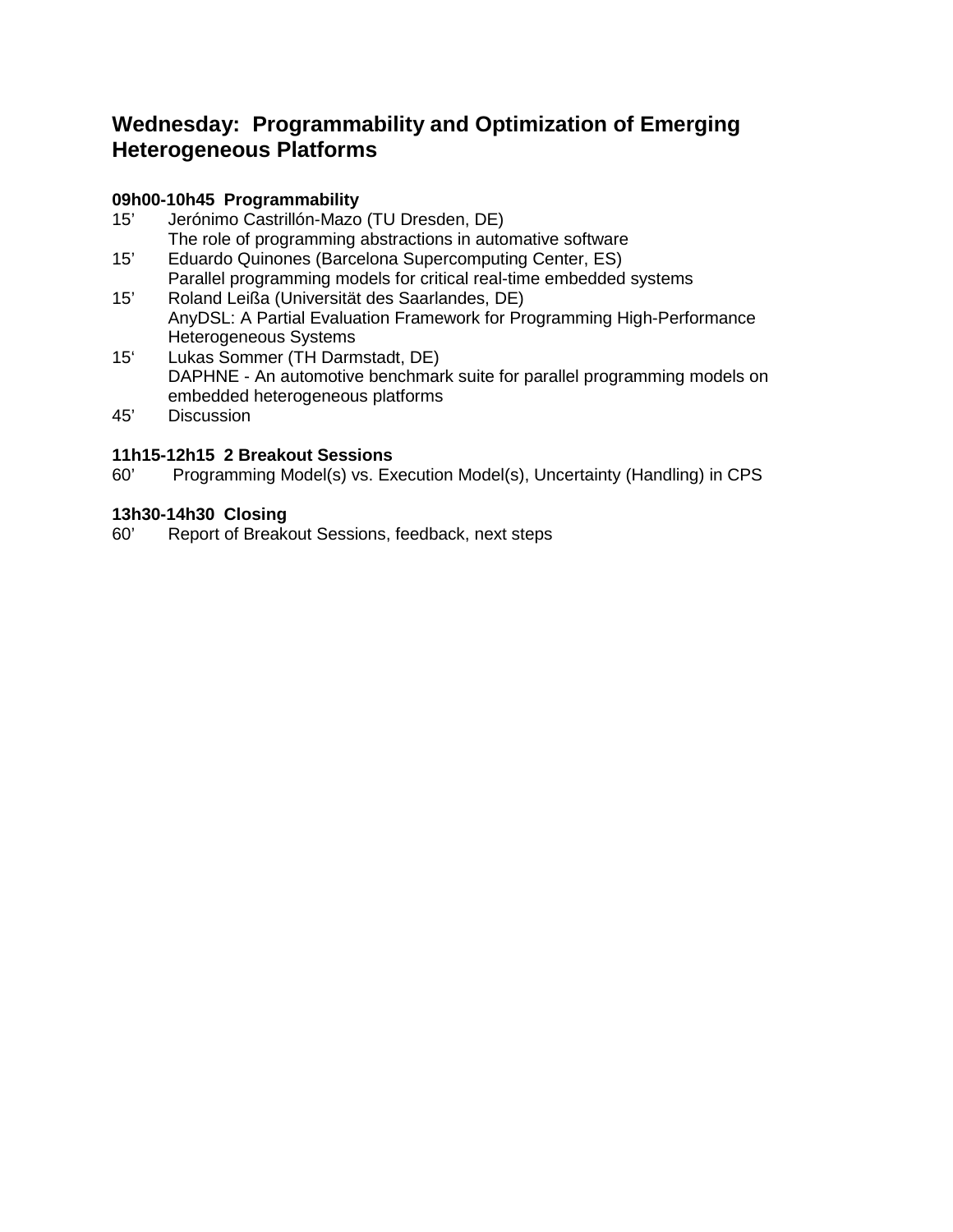## Wednesday: Programmability and Optimization of Emerging Heterogeneous Platforms

**09h00-10h45 Programmability**

15’ Jerónimo Castrillón-Mazo (TU Dresden, DE)
The role of programming abstractions in automative software

15’ Eduardo Quinones (Barcelona Supercomputing Center, ES)
Parallel programming models for critical real-time embedded systems

15’ Roland Leißa (Universität des Saarlandes, DE)
AnyDSL: A Partial Evaluation Framework for Programming High-Performance Heterogeneous Systems

15‘ Lukas Sommer (TH Darmstadt, DE)
DAPHNE - An automotive benchmark suite for parallel programming models on embedded heterogeneous platforms

45’ Discussion

**11h15-12h15 2 Breakout Sessions**

60’ Programming Model(s) vs. Execution Model(s), Uncertainty (Handling) in CPS

**13h30-14h30 Closing**

60’ Report of Breakout Sessions, feedback, next steps